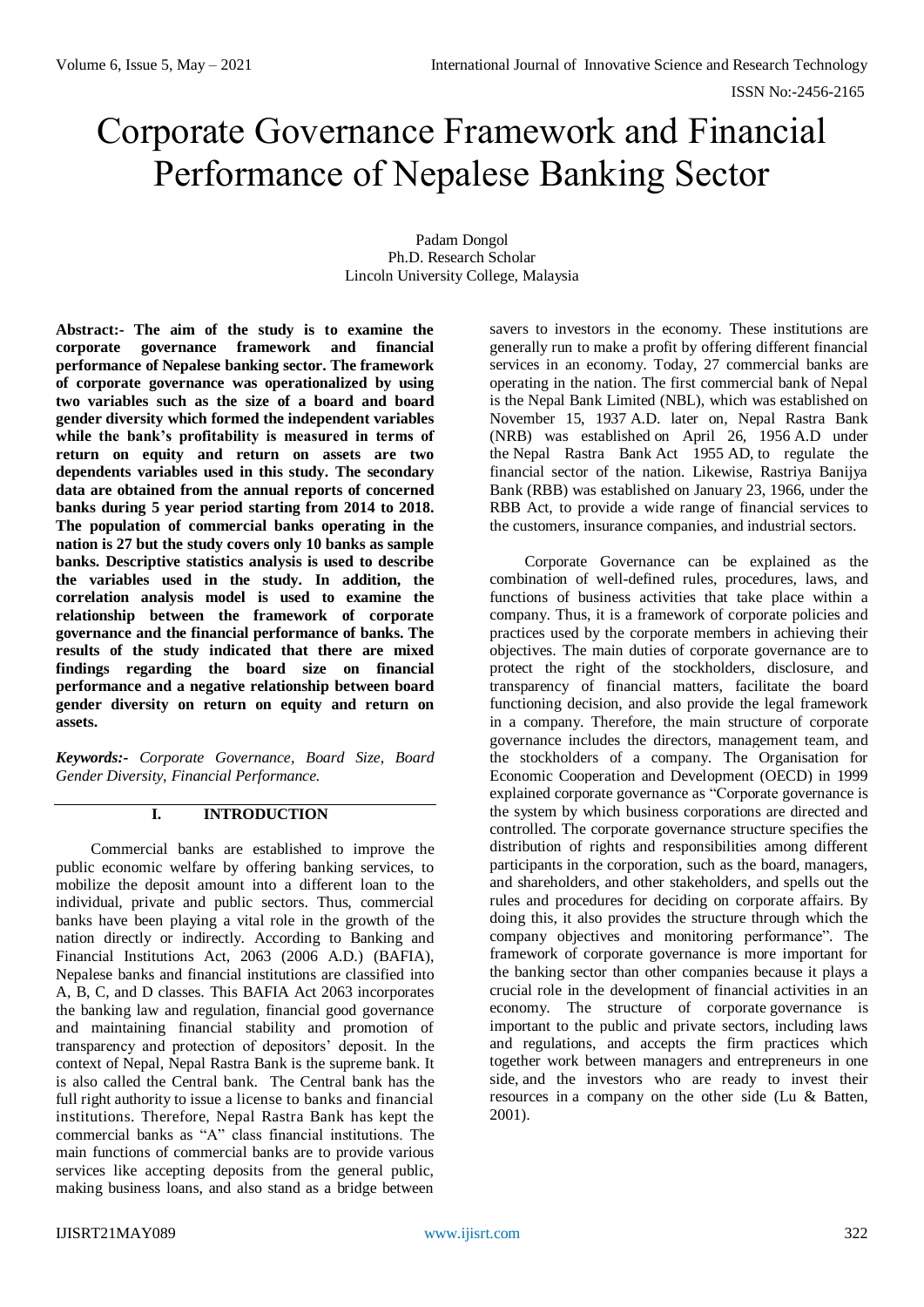# Corporate Governance Framework and Financial Performance of Nepalese Banking Sector

Padam Dongol
Ph.D. Research Scholar
Lincoln University College, Malaysia

**Abstract:- The aim of the study is to examine the corporate governance framework and financial performance of Nepalese banking sector. The framework of corporate governance was operationalized by using two variables such as the size of a board and board gender diversity which formed the independent variables while the bank's profitability is measured in terms of return on equity and return on assets are two dependents variables used in this study. The secondary data are obtained from the annual reports of concerned banks during 5 year period starting from 2014 to 2018. The population of commercial banks operating in the nation is 27 but the study covers only 10 banks as sample banks. Descriptive statistics analysis is used to describe the variables used in the study. In addition, the correlation analysis model is used to examine the relationship between the framework of corporate governance and the financial performance of banks. The results of the study indicated that there are mixed findings regarding the board size on financial performance and a negative relationship between board gender diversity on return on equity and return on assets.**

***Keywords:-** Corporate Governance, Board Size, Board Gender Diversity, Financial Performance.*

## I. INTRODUCTION

Commercial banks are established to improve the public economic welfare by offering banking services, to mobilize the deposit amount into a different loan to the individual, private and public sectors. Thus, commercial banks have been playing a vital role in the growth of the nation directly or indirectly. According to Banking and Financial Institutions Act, 2063 (2006 A.D.) (BAFIA), Nepalese banks and financial institutions are classified into A, B, C, and D classes. This BAFIA Act 2063 incorporates the banking law and regulation, financial good governance and maintaining financial stability and promotion of transparency and protection of depositors' deposit. In the context of Nepal, Nepal Rastra Bank is the supreme bank. It is also called the Central bank. The Central bank has the full right authority to issue a license to banks and financial institutions. Therefore, Nepal Rastra Bank has kept the commercial banks as "A" class financial institutions. The main functions of commercial banks are to provide various services like accepting deposits from the general public, making business loans, and also stand as a bridge between savers to investors in the economy. These institutions are generally run to make a profit by offering different financial services in an economy. Today, 27 commercial banks are operating in the nation. The first commercial bank of Nepal is the Nepal Bank Limited (NBL), which was established on November 15, 1937 A.D. later on, Nepal Rastra Bank (NRB) was established on April 26, 1956 A.D under the Nepal Rastra Bank Act 1955 AD, to regulate the financial sector of the nation. Likewise, Rastriya Banijya Bank (RBB) was established on January 23, 1966, under the RBB Act, to provide a wide range of financial services to the customers, insurance companies, and industrial sectors.

Corporate Governance can be explained as the combination of well-defined rules, procedures, laws, and functions of business activities that take place within a company. Thus, it is a framework of corporate policies and practices used by the corporate members in achieving their objectives. The main duties of corporate governance are to protect the right of the stockholders, disclosure, and transparency of financial matters, facilitate the board functioning decision, and also provide the legal framework in a company. Therefore, the main structure of corporate governance includes the directors, management team, and the stockholders of a company. The Organisation for Economic Cooperation and Development (OECD) in 1999 explained corporate governance as "Corporate governance is the system by which business corporations are directed and controlled. The corporate governance structure specifies the distribution of rights and responsibilities among different participants in the corporation, such as the board, managers, and shareholders, and other stakeholders, and spells out the rules and procedures for deciding on corporate affairs. By doing this, it also provides the structure through which the company objectives and monitoring performance". The framework of corporate governance is more important for the banking sector than other companies because it plays a crucial role in the development of financial activities in an economy. The structure of corporate governance is important to the public and private sectors, including laws and regulations, and accepts the firm practices which together work between managers and entrepreneurs in one side, and the investors who are ready to invest their resources in a company on the other side (Lu & Batten, 2001).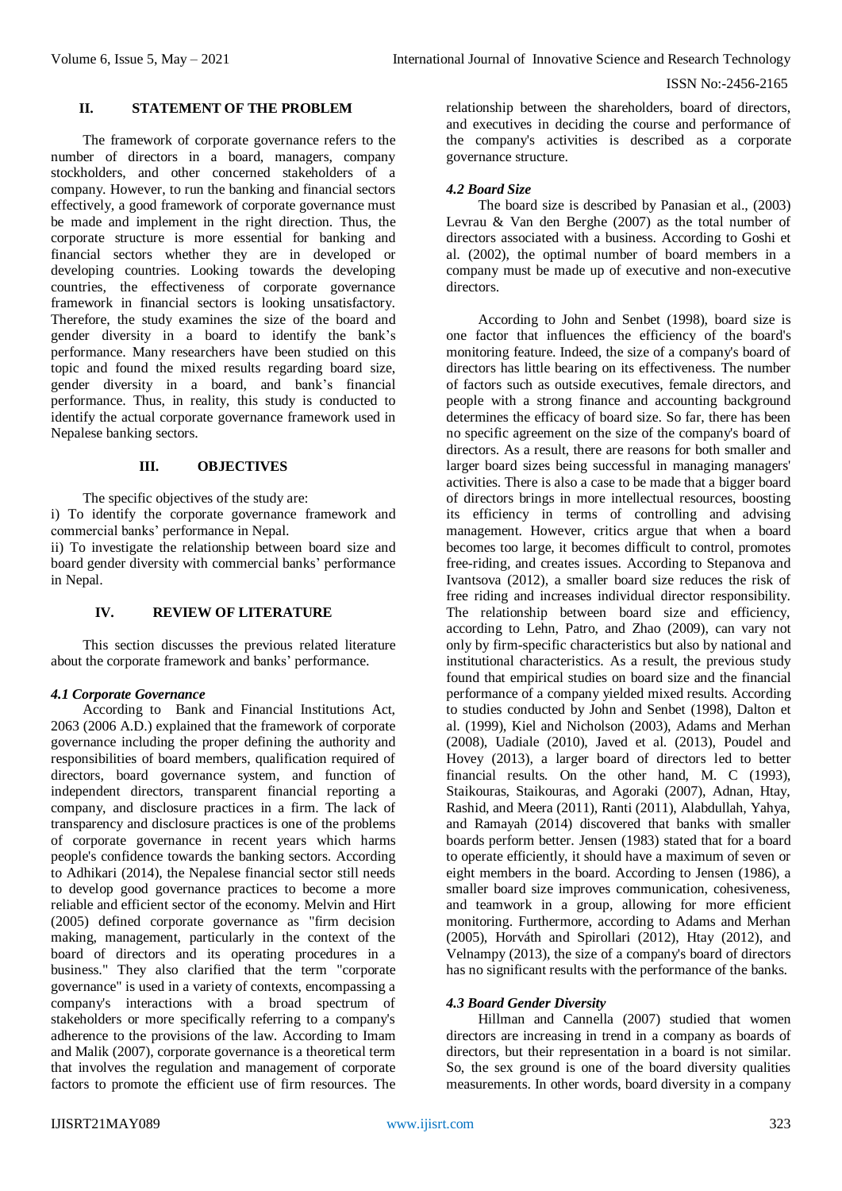## II. STATEMENT OF THE PROBLEM

The framework of corporate governance refers to the number of directors in a board, managers, company stockholders, and other concerned stakeholders of a company. However, to run the banking and financial sectors effectively, a good framework of corporate governance must be made and implement in the right direction. Thus, the corporate structure is more essential for banking and financial sectors whether they are in developed or developing countries. Looking towards the developing countries, the effectiveness of corporate governance framework in financial sectors is looking unsatisfactory. Therefore, the study examines the size of the board and gender diversity in a board to identify the bank's performance. Many researchers have been studied on this topic and found the mixed results regarding board size, gender diversity in a board, and bank's financial performance. Thus, in reality, this study is conducted to identify the actual corporate governance framework used in Nepalese banking sectors.

## III. OBJECTIVES

The specific objectives of the study are:

i) To identify the corporate governance framework and commercial banks' performance in Nepal.

ii) To investigate the relationship between board size and board gender diversity with commercial banks' performance in Nepal.

## IV. REVIEW OF LITERATURE

This section discusses the previous related literature about the corporate framework and banks' performance.

### *4.1 Corporate Governance*

According to Bank and Financial Institutions Act, 2063 (2006 A.D.) explained that the framework of corporate governance including the proper defining the authority and responsibilities of board members, qualification required of directors, board governance system, and function of independent directors, transparent financial reporting a company, and disclosure practices in a firm. The lack of transparency and disclosure practices is one of the problems of corporate governance in recent years which harms people's confidence towards the banking sectors. According to Adhikari (2014), the Nepalese financial sector still needs to develop good governance practices to become a more reliable and efficient sector of the economy. Melvin and Hirt (2005) defined corporate governance as "firm decision making, management, particularly in the context of the board of directors and its operating procedures in a business." They also clarified that the term "corporate governance" is used in a variety of contexts, encompassing a company's interactions with a broad spectrum of stakeholders or more specifically referring to a company's adherence to the provisions of the law. According to Imam and Malik (2007), corporate governance is a theoretical term that involves the regulation and management of corporate factors to promote the efficient use of firm resources. The relationship between the shareholders, board of directors, and executives in deciding the course and performance of the company's activities is described as a corporate governance structure.

### *4.2 Board Size*

The board size is described by Panasian et al., (2003) Levrau & Van den Berghe (2007) as the total number of directors associated with a business. According to Goshi et al. (2002), the optimal number of board members in a company must be made up of executive and non-executive directors.

According to John and Senbet (1998), board size is one factor that influences the efficiency of the board's monitoring feature. Indeed, the size of a company's board of directors has little bearing on its effectiveness. The number of factors such as outside executives, female directors, and people with a strong finance and accounting background determines the efficacy of board size. So far, there has been no specific agreement on the size of the company's board of directors. As a result, there are reasons for both smaller and larger board sizes being successful in managing managers' activities. There is also a case to be made that a bigger board of directors brings in more intellectual resources, boosting its efficiency in terms of controlling and advising management. However, critics argue that when a board becomes too large, it becomes difficult to control, promotes free-riding, and creates issues. According to Stepanova and Ivantsova (2012), a smaller board size reduces the risk of free riding and increases individual director responsibility. The relationship between board size and efficiency, according to Lehn, Patro, and Zhao (2009), can vary not only by firm-specific characteristics but also by national and institutional characteristics. As a result, the previous study found that empirical studies on board size and the financial performance of a company yielded mixed results. According to studies conducted by John and Senbet (1998), Dalton et al. (1999), Kiel and Nicholson (2003), Adams and Merhan (2008), Uadiale (2010), Javed et al. (2013), Poudel and Hovey (2013), a larger board of directors led to better financial results. On the other hand, M. C (1993), Staikouras, Staikouras, and Agoraki (2007), Adnan, Htay, Rashid, and Meera (2011), Ranti (2011), Alabdullah, Yahya, and Ramayah (2014) discovered that banks with smaller boards perform better. Jensen (1983) stated that for a board to operate efficiently, it should have a maximum of seven or eight members in the board. According to Jensen (1986), a smaller board size improves communication, cohesiveness, and teamwork in a group, allowing for more efficient monitoring. Furthermore, according to Adams and Merhan (2005), Horváth and Spirollari (2012), Htay (2012), and Velnampy (2013), the size of a company's board of directors has no significant results with the performance of the banks.

### *4.3 Board Gender Diversity*

Hillman and Cannella (2007) studied that women directors are increasing in trend in a company as boards of directors, but their representation in a board is not similar. So, the sex ground is one of the board diversity qualities measurements. In other words, board diversity in a company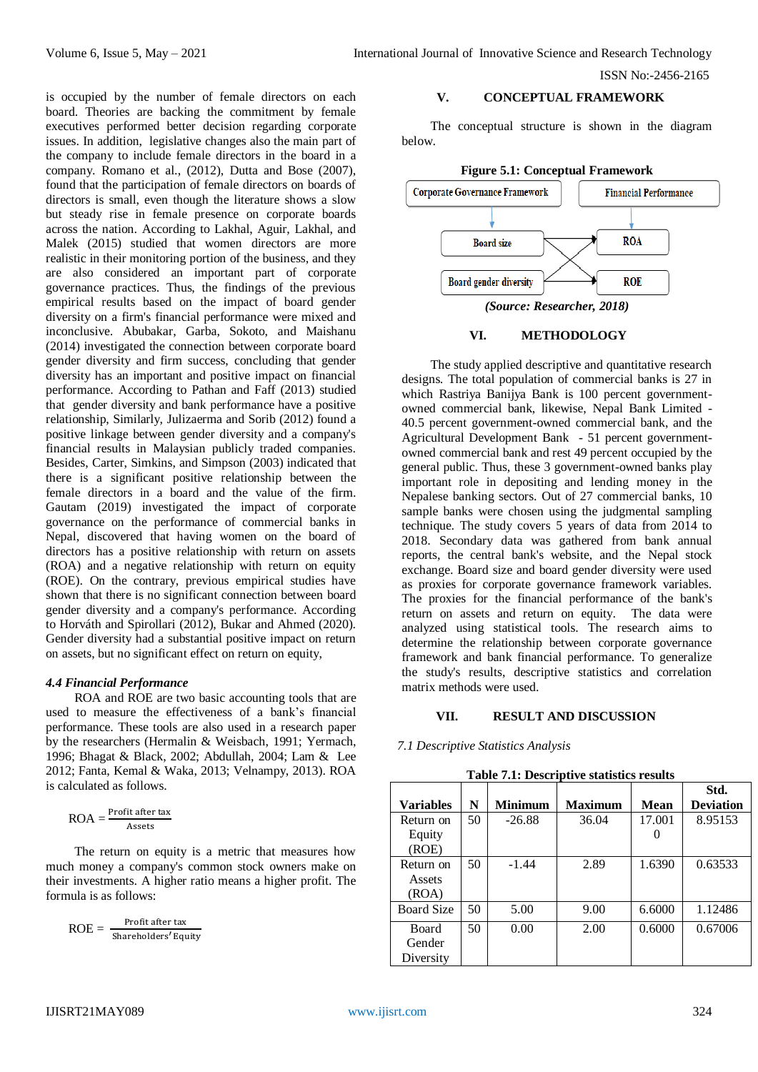is occupied by the number of female directors on each board. Theories are backing the commitment by female executives performed better decision regarding corporate issues. In addition, legislative changes also the main part of the company to include female directors in the board in a company. Romano et al., (2012), Dutta and Bose (2007), found that the participation of female directors on boards of directors is small, even though the literature shows a slow but steady rise in female presence on corporate boards across the nation. According to Lakhal, Aguir, Lakhal, and Malek (2015) studied that women directors are more realistic in their monitoring portion of the business, and they are also considered an important part of corporate governance practices. Thus, the findings of the previous empirical results based on the impact of board gender diversity on a firm's financial performance were mixed and inconclusive. Abubakar, Garba, Sokoto, and Maishanu (2014) investigated the connection between corporate board gender diversity and firm success, concluding that gender diversity has an important and positive impact on financial performance. According to Pathan and Faff (2013) studied that gender diversity and bank performance have a positive relationship, Similarly, Julizaerma and Sorib (2012) found a positive linkage between gender diversity and a company's financial results in Malaysian publicly traded companies. Besides, Carter, Simkins, and Simpson (2003) indicated that there is a significant positive relationship between the female directors in a board and the value of the firm. Gautam (2019) investigated the impact of corporate governance on the performance of commercial banks in Nepal, discovered that having women on the board of directors has a positive relationship with return on assets (ROA) and a negative relationship with return on equity (ROE). On the contrary, previous empirical studies have shown that there is no significant connection between board gender diversity and a company's performance. According to Horváth and Spirollari (2012), Bukar and Ahmed (2020). Gender diversity had a substantial positive impact on return on assets, but no significant effect on return on equity,

### *4.4 Financial Performance*

ROA and ROE are two basic accounting tools that are used to measure the effectiveness of a bank's financial performance. These tools are also used in a research paper by the researchers (Hermalin & Weisbach, 1991; Yermach, 1996; Bhagat & Black, 2002; Abdullah, 2004; Lam & Lee 2012; Fanta, Kemal & Waka, 2013; Velnampy, 2013). ROA is calculated as follows.

$$ROA = \frac{\text{Profit after tax}}{\text{Assets}}$$

The return on equity is a metric that measures how much money a company's common stock owners make on their investments. A higher ratio means a higher profit. The formula is as follows:

$$ROE = \frac{\text{Profit after tax}}{\text{Shareholders' Equity}}$$

## V. CONCEPTUAL FRAMEWORK

The conceptual structure is shown in the diagram below.

**Figure 5.1: Conceptual Framework**

Corporate Governance Framework → Board size, Board gender diversity
Financial Performance → ROA, ROE

*(Source: Researcher, 2018)*

## VI. METHODOLOGY

The study applied descriptive and quantitative research designs. The total population of commercial banks is 27 in which Rastriya Banijya Bank is 100 percent government-owned commercial bank, likewise, Nepal Bank Limited - 40.5 percent government-owned commercial bank, and the Agricultural Development Bank - 51 percent government-owned commercial bank and rest 49 percent occupied by the general public. Thus, these 3 government-owned banks play important role in depositing and lending money in the Nepalese banking sectors. Out of 27 commercial banks, 10 sample banks were chosen using the judgmental sampling technique. The study covers 5 years of data from 2014 to 2018. Secondary data was gathered from bank annual reports, the central bank's website, and the Nepal stock exchange. Board size and board gender diversity were used as proxies for corporate governance framework variables. The proxies for the financial performance of the bank's return on assets and return on equity. The data were analyzed using statistical tools. The research aims to determine the relationship between corporate governance framework and bank financial performance. To generalize the study's results, descriptive statistics and correlation matrix methods were used.

## VII. RESULT AND DISCUSSION

### *7.1 Descriptive Statistics Analysis*

**Table 7.1: Descriptive statistics results**

| Variables | N | Minimum | Maximum | Mean | Std. Deviation |
|---|---|---|---|---|---|
| Return on Equity (ROE) | 50 | -26.88 | 36.04 | 17.0010 | 8.95153 |
| Return on Assets (ROA) | 50 | -1.44 | 2.89 | 1.6390 | 0.63533 |
| Board Size | 50 | 5.00 | 9.00 | 6.6000 | 1.12486 |
| Board Gender Diversity | 50 | 0.00 | 2.00 | 0.6000 | 0.67006 |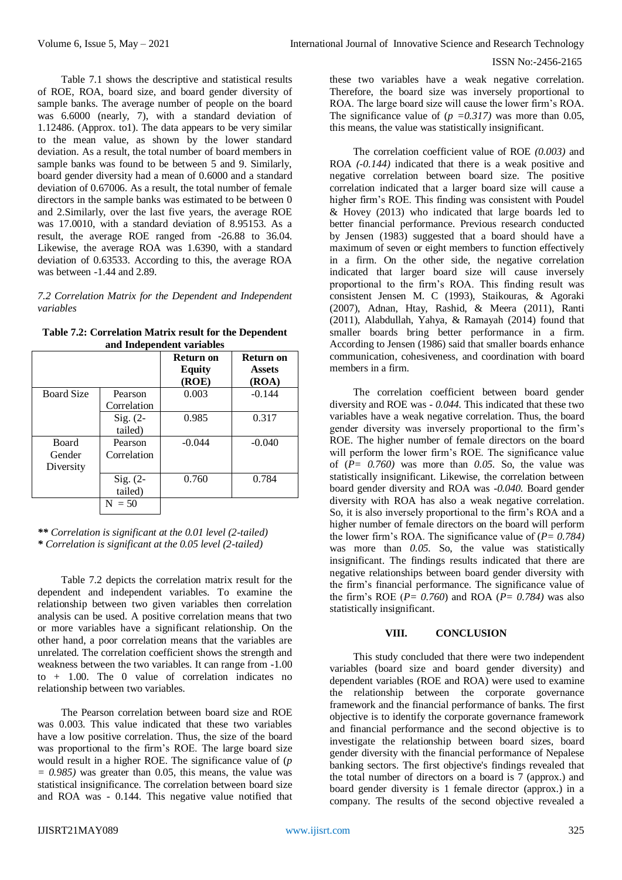Table 7.1 shows the descriptive and statistical results of ROE, ROA, board size, and board gender diversity of sample banks. The average number of people on the board was 6.6000 (nearly, 7), with a standard deviation of 1.12486. (Approx. to1). The data appears to be very similar to the mean value, as shown by the lower standard deviation. As a result, the total number of board members in sample banks was found to be between 5 and 9. Similarly, board gender diversity had a mean of 0.6000 and a standard deviation of 0.67006. As a result, the total number of female directors in the sample banks was estimated to be between 0 and 2.Similarly, over the last five years, the average ROE was 17.0010, with a standard deviation of 8.95153. As a result, the average ROE ranged from -26.88 to 36.04. Likewise, the average ROA was 1.6390, with a standard deviation of 0.63533. According to this, the average ROA was between -1.44 and 2.89.

*7.2 Correlation Matrix for the Dependent and Independent variables*

**Table 7.2: Correlation Matrix result for the Dependent and Independent variables**

| | | Return on Equity (ROE) | Return on Assets (ROA) |
|---|---|---|---|
| Board Size | Pearson Correlation | 0.003 | -0.144 |
| | Sig. (2-tailed) | 0.985 | 0.317 |
| Board Gender Diversity | Pearson Correlation | -0.044 | -0.040 |
| | Sig. (2-tailed) | 0.760 | 0.784 |
| | N = 50 | | |

*\*\* Correlation is significant at the 0.01 level (2-tailed)*
*\* Correlation is significant at the 0.05 level (2-tailed)*

Table 7.2 depicts the correlation matrix result for the dependent and independent variables. To examine the relationship between two given variables then correlation analysis can be used. A positive correlation means that two or more variables have a significant relationship. On the other hand, a poor correlation means that the variables are unrelated. The correlation coefficient shows the strength and weakness between the two variables. It can range from -1.00 to + 1.00. The 0 value of correlation indicates no relationship between two variables.

The Pearson correlation between board size and ROE was 0.003. This value indicated that these two variables have a low positive correlation. Thus, the size of the board was proportional to the firm's ROE. The large board size would result in a higher ROE. The significance value of (*p = 0.985)* was greater than 0.05, this means, the value was statistical insignificance. The correlation between board size and ROA was - 0.144. This negative value notified that these two variables have a weak negative correlation. Therefore, the board size was inversely proportional to ROA. The large board size will cause the lower firm's ROA. The significance value of (*p =0.317)* was more than 0.05, this means, the value was statistically insignificant.

The correlation coefficient value of ROE *(0.003)* and ROA *(-0.144)* indicated that there is a weak positive and negative correlation between board size. The positive correlation indicated that a larger board size will cause a higher firm's ROE. This finding was consistent with Poudel & Hovey (2013) who indicated that large boards led to better financial performance. Previous research conducted by Jensen (1983) suggested that a board should have a maximum of seven or eight members to function effectively in a firm. On the other side, the negative correlation indicated that larger board size will cause inversely proportional to the firm's ROA. This finding result was consistent Jensen M. C (1993), Staikouras, & Agoraki (2007), Adnan, Htay, Rashid, & Meera (2011), Ranti (2011), Alabdullah, Yahya, & Ramayah (2014) found that smaller boards bring better performance in a firm. According to Jensen (1986) said that smaller boards enhance communication, cohesiveness, and coordination with board members in a firm.

The correlation coefficient between board gender diversity and ROE was - *0.044.* This indicated that these two variables have a weak negative correlation. Thus, the board gender diversity was inversely proportional to the firm's ROE. The higher number of female directors on the board will perform the lower firm's ROE. The significance value of (*P= 0.760)* was more than *0.05.* So, the value was statistically insignificant. Likewise, the correlation between board gender diversity and ROA was *-0.040.* Board gender diversity with ROA has also a weak negative correlation. So, it is also inversely proportional to the firm's ROA and a higher number of female directors on the board will perform the lower firm's ROA. The significance value of (*P= 0.784)* was more than *0.05.* So, the value was statistically insignificant. The findings results indicated that there are negative relationships between board gender diversity with the firm's financial performance. The significance value of the firm's ROE (*P= 0.760*) and ROA (*P= 0.784)* was also statistically insignificant.

## VIII. CONCLUSION

This study concluded that there were two independent variables (board size and board gender diversity) and dependent variables (ROE and ROA) were used to examine the relationship between the corporate governance framework and the financial performance of banks. The first objective is to identify the corporate governance framework and financial performance and the second objective is to investigate the relationship between board sizes, board gender diversity with the financial performance of Nepalese banking sectors. The first objective's findings revealed that the total number of directors on a board is 7 (approx.) and board gender diversity is 1 female director (approx.) in a company. The results of the second objective revealed a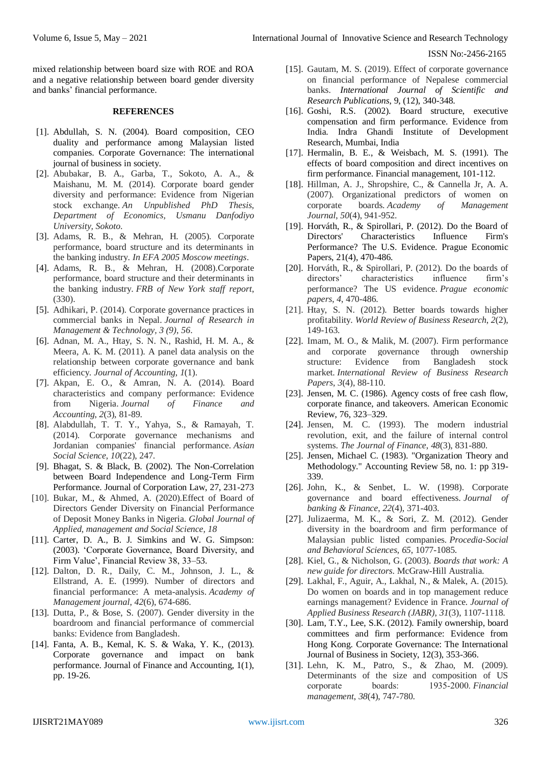mixed relationship between board size with ROE and ROA and a negative relationship between board gender diversity and banks' financial performance.

## REFERENCES

[1]. Abdullah, S. N. (2004). Board composition, CEO duality and performance among Malaysian listed companies. Corporate Governance: The international journal of business in society.

[2]. Abubakar, B. A., Garba, T., Sokoto, A. A., & Maishanu, M. M. (2014). Corporate board gender diversity and performance: Evidence from Nigerian stock exchange. *An Unpublished PhD Thesis, Department of Economics, Usmanu Danfodiyo University, Sokoto*.

[3]. Adams, R. B., & Mehran, H. (2005). Corporate performance, board structure and its determinants in the banking industry. *In EFA 2005 Moscow meetings*.

[4]. Adams, R. B., & Mehran, H. (2008).Corporate performance, board structure and their determinants in the banking industry. *FRB of New York staff report*, (330).

[5]. Adhikari, P. (2014). Corporate governance practices in commercial banks in Nepal. *Journal of Research in Management & Technology, 3 (9), 56*.

[6]. Adnan, M. A., Htay, S. N. N., Rashid, H. M. A., & Meera, A. K. M. (2011). A panel data analysis on the relationship between corporate governance and bank efficiency. *Journal of Accounting*, *1*(1).

[7]. Akpan, E. O., & Amran, N. A. (2014). Board characteristics and company performance: Evidence from Nigeria. *Journal of Finance and Accounting*, *2*(3), 81-89.

[8]. Alabdullah, T. T. Y., Yahya, S., & Ramayah, T. (2014). Corporate governance mechanisms and Jordanian companies' financial performance. *Asian Social Science*, *10*(22), 247.

[9]. Bhagat, S. & Black, B. (2002). The Non-Correlation between Board Independence and Long-Term Firm Performance. Journal of Corporation Law, 27, 231-273

[10]. Bukar, M., & Ahmed, A. (2020).Effect of Board of Directors Gender Diversity on Financial Performance of Deposit Money Banks in Nigeria. *Global Journal of Applied, management and Social Science, 18*

[11]. Carter, D. A., B. J. Simkins and W. G. Simpson: (2003). 'Corporate Governance, Board Diversity, and Firm Value', Financial Review 38, 33–53.

[12]. Dalton, D. R., Daily, C. M., Johnson, J. L., & Ellstrand, A. E. (1999). Number of directors and financial performance: A meta-analysis. *Academy of Management journal*, *42*(6), 674-686.

[13]. Dutta, P., & Bose, S. (2007). Gender diversity in the boardroom and financial performance of commercial banks: Evidence from Bangladesh.

[14]. Fanta, A. B., Kemal, K. S. & Waka, Y. K., (2013). Corporate governance and impact on bank performance. Journal of Finance and Accounting, 1(1), pp. 19-26.

[15]. Gautam, M. S. (2019). Effect of corporate governance on financial performance of Nepalese commercial banks. *International Journal of Scientific and Research Publications*, 9, (12), 340-348.

[16]. Goshi, R.S. (2002). Board structure, executive compensation and firm performance. Evidence from India. Indra Ghandi Institute of Development Research, Mumbai, India

[17]. Hermalin, B. E., & Weisbach, M. S. (1991). The effects of board composition and direct incentives on firm performance. Financial management, 101-112.

[18]. Hillman, A. J., Shropshire, C., & Cannella Jr, A. A. (2007). Organizational predictors of women on corporate boards. *Academy of Management Journal*, *50*(4), 941-952.

[19]. Horváth, R., & Spirollari, P. (2012). Do the Board of Directors' Characteristics Influence Firm's Performance? The U.S. Evidence. Prague Economic Papers, 21(4), 470-486.

[20]. Horváth, R., & Spirollari, P. (2012). Do the boards of directors' characteristics influence firm's performance? The US evidence. *Prague economic papers*, *4*, 470-486.

[21]. Htay, S. N. (2012). Better boards towards higher profitability. *World Review of Business Research*, *2*(2), 149-163.

[22]. Imam, M. O., & Malik, M. (2007). Firm performance and corporate governance through ownership structure: Evidence from Bangladesh stock market. *International Review of Business Research Papers*, *3*(4), 88-110.

[23]. Jensen, M. C. (1986). Agency costs of free cash flow, corporate finance, and takeovers. American Economic Review, 76, 323–329.

[24]. Jensen, M. C. (1993). The modern industrial revolution, exit, and the failure of internal control systems. *The Journal of Finance*, *48*(3), 831-880.

[25]. Jensen, Michael C. (1983). "Organization Theory and Methodology." Accounting Review 58, no. 1: pp 319-339.

[26]. John, K., & Senbet, L. W. (1998). Corporate governance and board effectiveness. *Journal of banking & Finance*, *22*(4), 371-403.

[27]. Julizaerma, M. K., & Sori, Z. M. (2012). Gender diversity in the boardroom and firm performance of Malaysian public listed companies. *Procedia-Social and Behavioral Sciences*, *65*, 1077-1085.

[28]. Kiel, G., & Nicholson, G. (2003). *Boards that work: A new guide for directors*. McGraw-Hill Australia.

[29]. Lakhal, F., Aguir, A., Lakhal, N., & Malek, A. (2015). Do women on boards and in top management reduce earnings management? Evidence in France. *Journal of Applied Business Research (JABR)*, *31*(3), 1107-1118.

[30]. Lam, T.Y., Lee, S.K. (2012). Family ownership, board committees and firm performance: Evidence from Hong Kong. Corporate Governance: The International Journal of Business in Society, 12(3), 353-366.

[31]. Lehn, K. M., Patro, S., & Zhao, M. (2009). Determinants of the size and composition of US corporate boards: 1935-2000. *Financial management*, *38*(4), 747-780.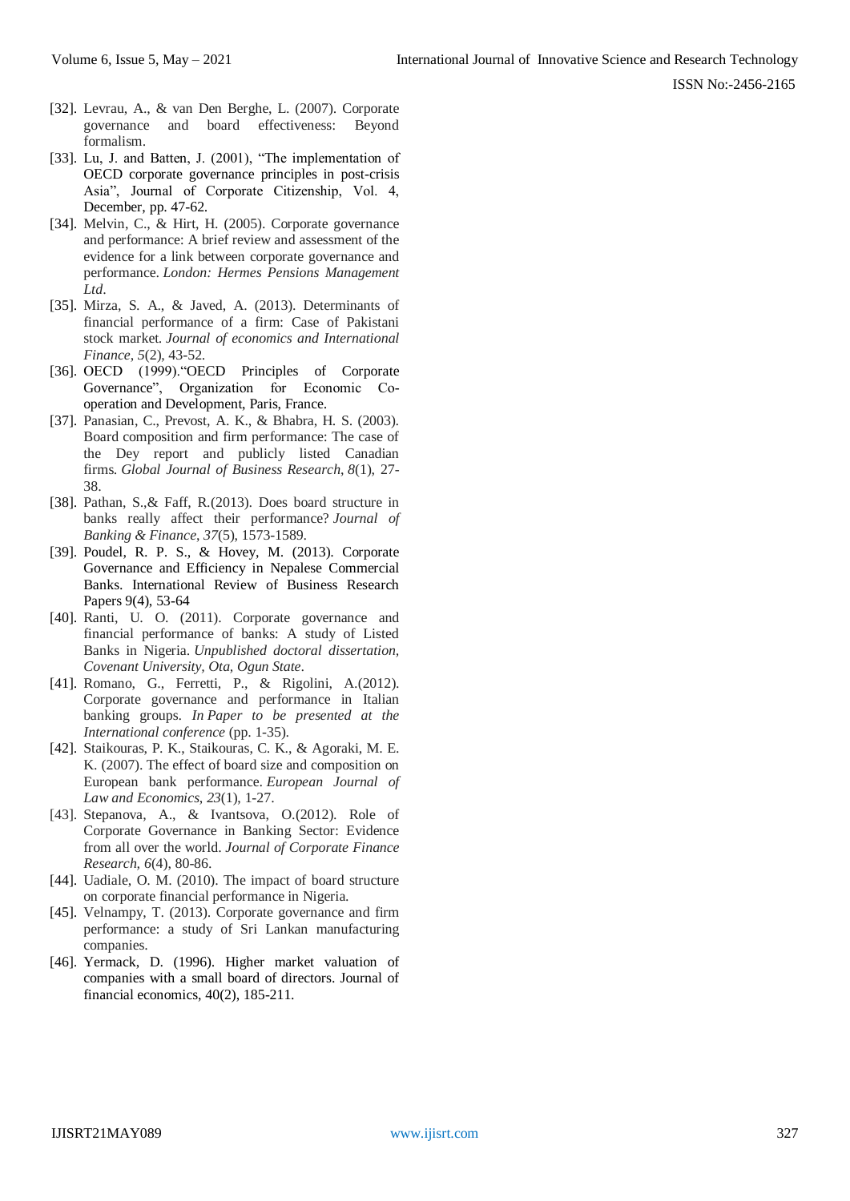[32]. Levrau, A., & van Den Berghe, L. (2007). Corporate governance and board effectiveness: Beyond formalism.

[33]. Lu, J. and Batten, J. (2001), "The implementation of OECD corporate governance principles in post-crisis Asia", Journal of Corporate Citizenship, Vol. 4, December, pp. 47-62.

[34]. Melvin, C., & Hirt, H. (2005). Corporate governance and performance: A brief review and assessment of the evidence for a link between corporate governance and performance. *London: Hermes Pensions Management Ltd*.

[35]. Mirza, S. A., & Javed, A. (2013). Determinants of financial performance of a firm: Case of Pakistani stock market. *Journal of economics and International Finance*, *5*(2), 43-52.

[36]. OECD (1999)."OECD Principles of Corporate Governance", Organization for Economic Co-operation and Development, Paris, France.

[37]. Panasian, C., Prevost, A. K., & Bhabra, H. S. (2003). Board composition and firm performance: The case of the Dey report and publicly listed Canadian firms. *Global Journal of Business Research*, *8*(1), 27-38.

[38]. Pathan, S.,& Faff, R.(2013). Does board structure in banks really affect their performance? *Journal of Banking & Finance*, *37*(5), 1573-1589.

[39]. Poudel, R. P. S., & Hovey, M. (2013). Corporate Governance and Efficiency in Nepalese Commercial Banks. International Review of Business Research Papers 9(4), 53-64

[40]. Ranti, U. O. (2011). Corporate governance and financial performance of banks: A study of Listed Banks in Nigeria. *Unpublished doctoral dissertation, Covenant University, Ota, Ogun State*.

[41]. Romano, G., Ferretti, P., & Rigolini, A.(2012). Corporate governance and performance in Italian banking groups. *In Paper to be presented at the International conference* (pp. 1-35).

[42]. Staikouras, P. K., Staikouras, C. K., & Agoraki, M. E. K. (2007). The effect of board size and composition on European bank performance. *European Journal of Law and Economics*, *23*(1), 1-27.

[43]. Stepanova, A., & Ivantsova, O.(2012). Role of Corporate Governance in Banking Sector: Evidence from all over the world. *Journal of Corporate Finance Research*, *6*(4), 80-86.

[44]. Uadiale, O. M. (2010). The impact of board structure on corporate financial performance in Nigeria.

[45]. Velnampy, T. (2013). Corporate governance and firm performance: a study of Sri Lankan manufacturing companies.

[46]. Yermack, D. (1996). Higher market valuation of companies with a small board of directors. Journal of financial economics, 40(2), 185-211.